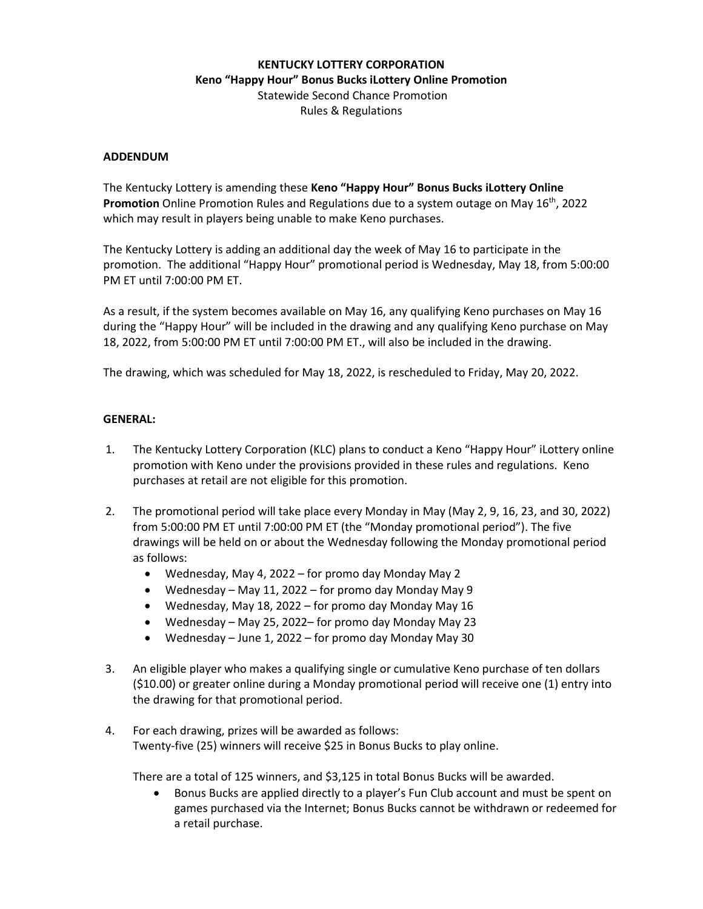**KENTUCKY LOTTERY CORPORATION**
**Keno "Happy Hour" Bonus Bucks iLottery Online Promotion**
Statewide Second Chance Promotion
Rules & Regulations

**ADDENDUM**

The Kentucky Lottery is amending these **Keno "Happy Hour" Bonus Bucks iLottery Online Promotion** Online Promotion Rules and Regulations due to a system outage on May 16th, 2022 which may result in players being unable to make Keno purchases.

The Kentucky Lottery is adding an additional day the week of May 16 to participate in the promotion. The additional "Happy Hour" promotional period is Wednesday, May 18, from 5:00:00 PM ET until 7:00:00 PM ET.

As a result, if the system becomes available on May 16, any qualifying Keno purchases on May 16 during the "Happy Hour" will be included in the drawing and any qualifying Keno purchase on May 18, 2022, from 5:00:00 PM ET until 7:00:00 PM ET., will also be included in the drawing.

The drawing, which was scheduled for May 18, 2022, is rescheduled to Friday, May 20, 2022.

**GENERAL:**

1. The Kentucky Lottery Corporation (KLC) plans to conduct a Keno "Happy Hour" iLottery online promotion with Keno under the provisions provided in these rules and regulations. Keno purchases at retail are not eligible for this promotion.

2. The promotional period will take place every Monday in May (May 2, 9, 16, 23, and 30, 2022) from 5:00:00 PM ET until 7:00:00 PM ET (the "Monday promotional period"). The five drawings will be held on or about the Wednesday following the Monday promotional period as follows:
   - Wednesday, May 4, 2022 – for promo day Monday May 2
   - Wednesday – May 11, 2022 – for promo day Monday May 9
   - Wednesday, May 18, 2022 – for promo day Monday May 16
   - Wednesday – May 25, 2022– for promo day Monday May 23
   - Wednesday – June 1, 2022 – for promo day Monday May 30

3. An eligible player who makes a qualifying single or cumulative Keno purchase of ten dollars ($10.00) or greater online during a Monday promotional period will receive one (1) entry into the drawing for that promotional period.

4. For each drawing, prizes will be awarded as follows:
   Twenty-five (25) winners will receive $25 in Bonus Bucks to play online.

   There are a total of 125 winners, and $3,125 in total Bonus Bucks will be awarded.
   - Bonus Bucks are applied directly to a player's Fun Club account and must be spent on games purchased via the Internet; Bonus Bucks cannot be withdrawn or redeemed for a retail purchase.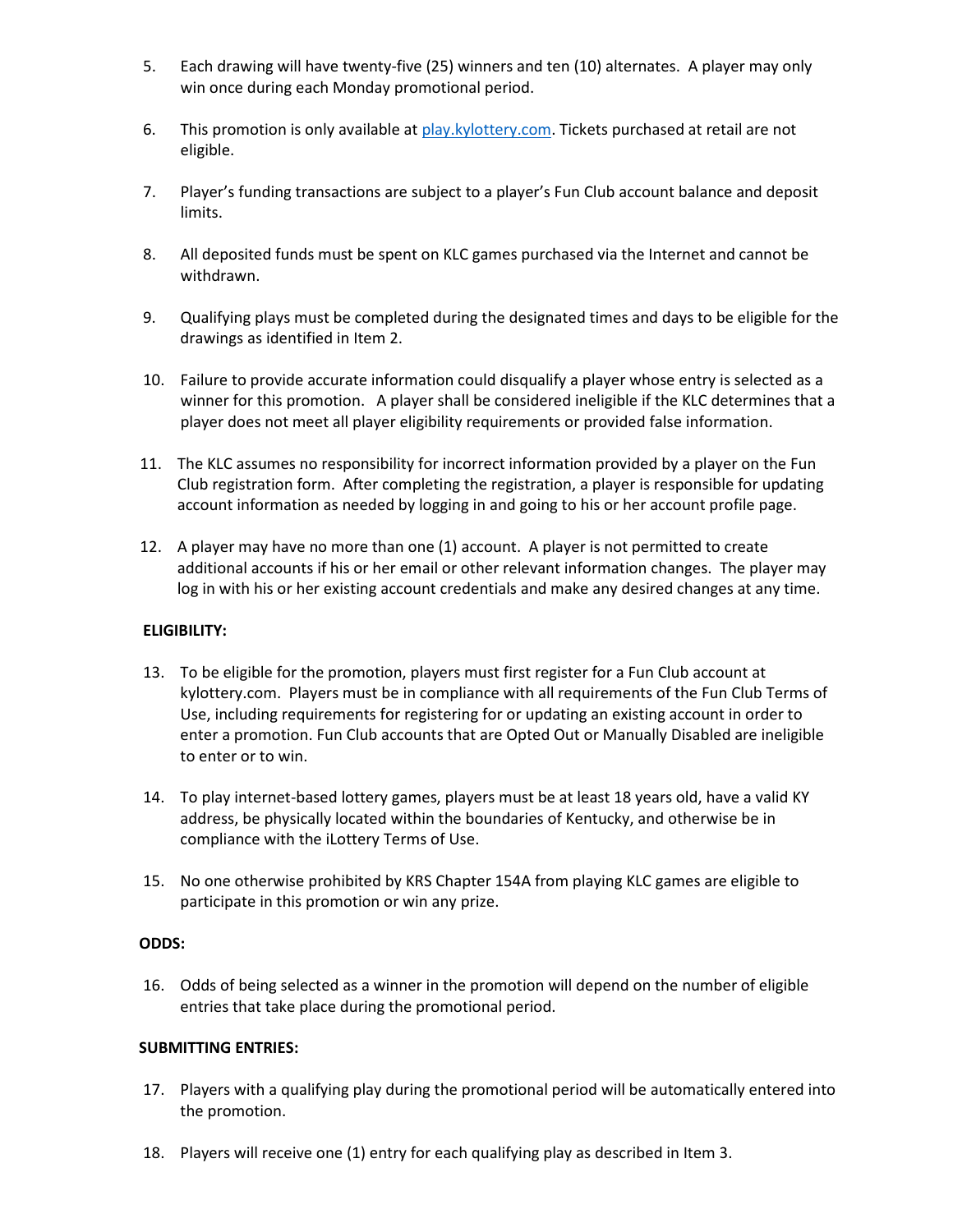5. Each drawing will have twenty-five (25) winners and ten (10) alternates. A player may only win once during each Monday promotional period.

6. This promotion is only available at [play.kylottery.com](play.kylottery.com). Tickets purchased at retail are not eligible.

7. Player's funding transactions are subject to a player's Fun Club account balance and deposit limits.

8. All deposited funds must be spent on KLC games purchased via the Internet and cannot be withdrawn.

9. Qualifying plays must be completed during the designated times and days to be eligible for the drawings as identified in Item 2.

10. Failure to provide accurate information could disqualify a player whose entry is selected as a winner for this promotion. A player shall be considered ineligible if the KLC determines that a player does not meet all player eligibility requirements or provided false information.

11. The KLC assumes no responsibility for incorrect information provided by a player on the Fun Club registration form. After completing the registration, a player is responsible for updating account information as needed by logging in and going to his or her account profile page.

12. A player may have no more than one (1) account. A player is not permitted to create additional accounts if his or her email or other relevant information changes. The player may log in with his or her existing account credentials and make any desired changes at any time.

**ELIGIBILITY:**

13. To be eligible for the promotion, players must first register for a Fun Club account at kylottery.com. Players must be in compliance with all requirements of the Fun Club Terms of Use, including requirements for registering for or updating an existing account in order to enter a promotion. Fun Club accounts that are Opted Out or Manually Disabled are ineligible to enter or to win.

14. To play internet-based lottery games, players must be at least 18 years old, have a valid KY address, be physically located within the boundaries of Kentucky, and otherwise be in compliance with the iLottery Terms of Use.

15. No one otherwise prohibited by KRS Chapter 154A from playing KLC games are eligible to participate in this promotion or win any prize.

**ODDS:**

16. Odds of being selected as a winner in the promotion will depend on the number of eligible entries that take place during the promotional period.

**SUBMITTING ENTRIES:**

17. Players with a qualifying play during the promotional period will be automatically entered into the promotion.

18. Players will receive one (1) entry for each qualifying play as described in Item 3.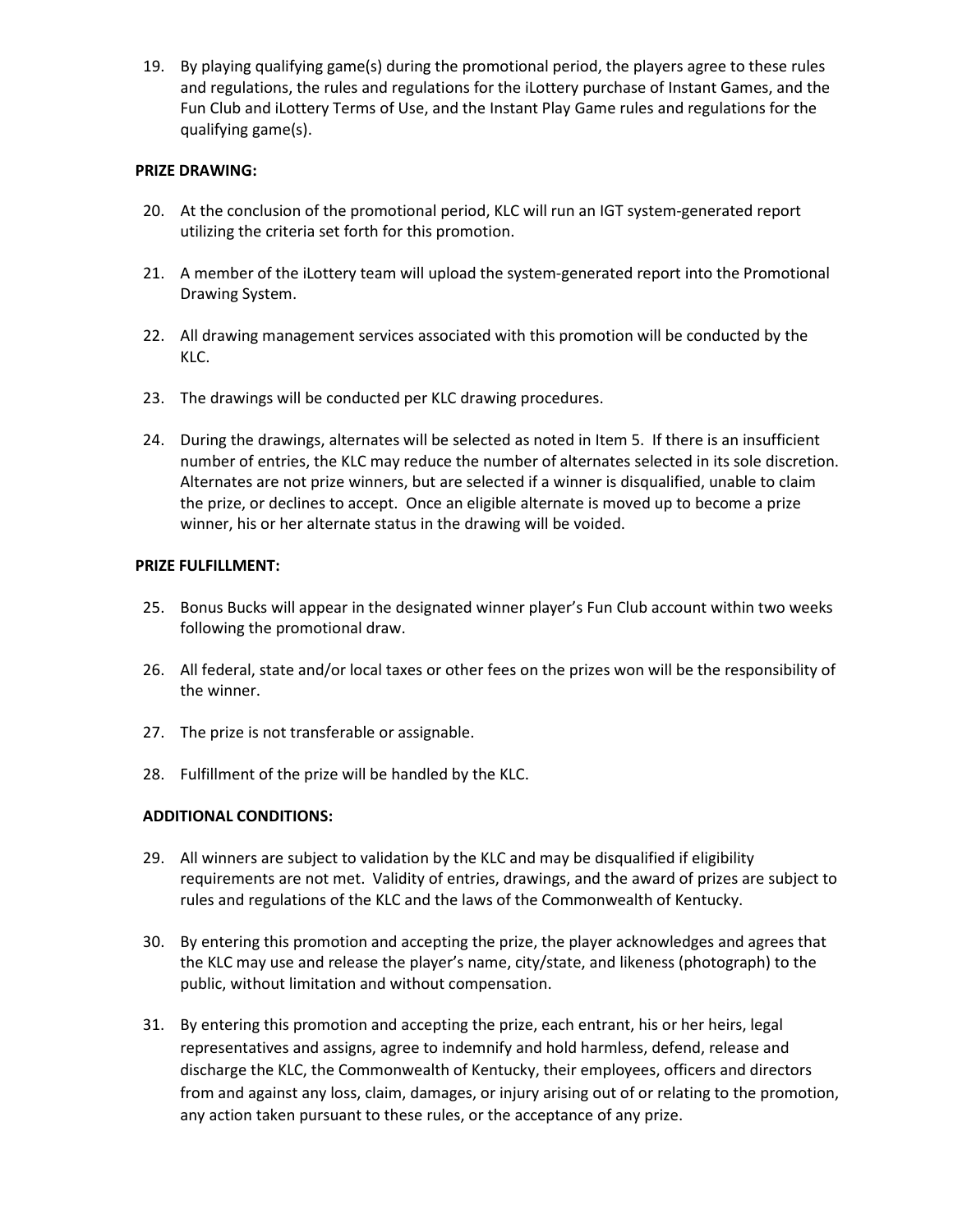19. By playing qualifying game(s) during the promotional period, the players agree to these rules and regulations, the rules and regulations for the iLottery purchase of Instant Games, and the Fun Club and iLottery Terms of Use, and the Instant Play Game rules and regulations for the qualifying game(s).

**PRIZE DRAWING:**

20. At the conclusion of the promotional period, KLC will run an IGT system-generated report utilizing the criteria set forth for this promotion.

21. A member of the iLottery team will upload the system-generated report into the Promotional Drawing System.

22. All drawing management services associated with this promotion will be conducted by the KLC.

23. The drawings will be conducted per KLC drawing procedures.

24. During the drawings, alternates will be selected as noted in Item 5. If there is an insufficient number of entries, the KLC may reduce the number of alternates selected in its sole discretion. Alternates are not prize winners, but are selected if a winner is disqualified, unable to claim the prize, or declines to accept. Once an eligible alternate is moved up to become a prize winner, his or her alternate status in the drawing will be voided.

**PRIZE FULFILLMENT:**

25. Bonus Bucks will appear in the designated winner player's Fun Club account within two weeks following the promotional draw.

26. All federal, state and/or local taxes or other fees on the prizes won will be the responsibility of the winner.

27. The prize is not transferable or assignable.

28. Fulfillment of the prize will be handled by the KLC.

**ADDITIONAL CONDITIONS:**

29. All winners are subject to validation by the KLC and may be disqualified if eligibility requirements are not met. Validity of entries, drawings, and the award of prizes are subject to rules and regulations of the KLC and the laws of the Commonwealth of Kentucky.

30. By entering this promotion and accepting the prize, the player acknowledges and agrees that the KLC may use and release the player's name, city/state, and likeness (photograph) to the public, without limitation and without compensation.

31. By entering this promotion and accepting the prize, each entrant, his or her heirs, legal representatives and assigns, agree to indemnify and hold harmless, defend, release and discharge the KLC, the Commonwealth of Kentucky, their employees, officers and directors from and against any loss, claim, damages, or injury arising out of or relating to the promotion, any action taken pursuant to these rules, or the acceptance of any prize.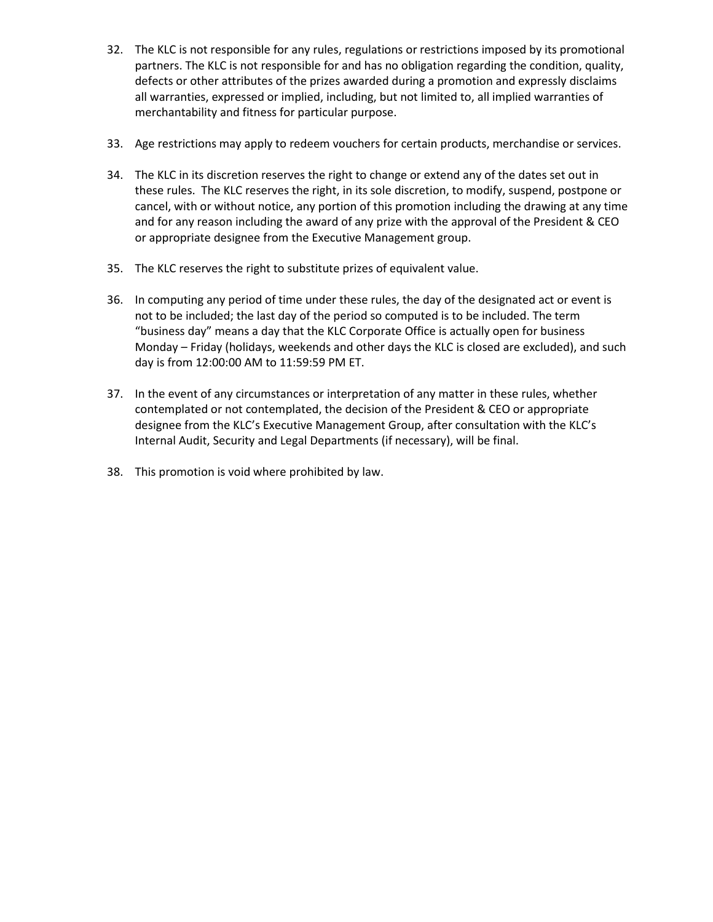32. The KLC is not responsible for any rules, regulations or restrictions imposed by its promotional partners. The KLC is not responsible for and has no obligation regarding the condition, quality, defects or other attributes of the prizes awarded during a promotion and expressly disclaims all warranties, expressed or implied, including, but not limited to, all implied warranties of merchantability and fitness for particular purpose.

33. Age restrictions may apply to redeem vouchers for certain products, merchandise or services.

34. The KLC in its discretion reserves the right to change or extend any of the dates set out in these rules. The KLC reserves the right, in its sole discretion, to modify, suspend, postpone or cancel, with or without notice, any portion of this promotion including the drawing at any time and for any reason including the award of any prize with the approval of the President & CEO or appropriate designee from the Executive Management group.

35. The KLC reserves the right to substitute prizes of equivalent value.

36. In computing any period of time under these rules, the day of the designated act or event is not to be included; the last day of the period so computed is to be included. The term "business day" means a day that the KLC Corporate Office is actually open for business Monday – Friday (holidays, weekends and other days the KLC is closed are excluded), and such day is from 12:00:00 AM to 11:59:59 PM ET.

37. In the event of any circumstances or interpretation of any matter in these rules, whether contemplated or not contemplated, the decision of the President & CEO or appropriate designee from the KLC's Executive Management Group, after consultation with the KLC's Internal Audit, Security and Legal Departments (if necessary), will be final.

38. This promotion is void where prohibited by law.